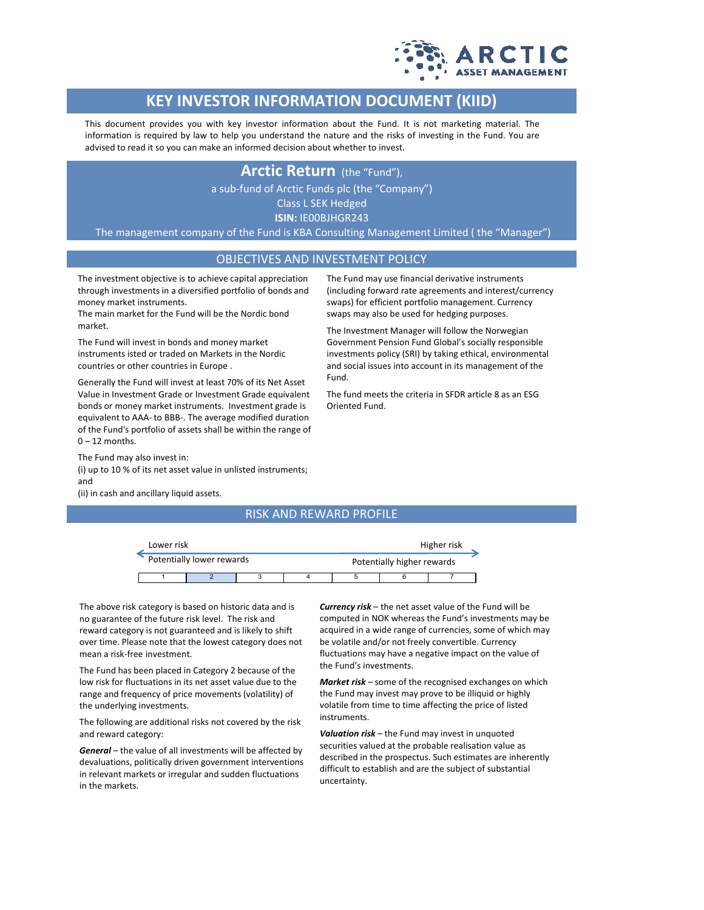# KEY INVESTOR INFORMATION DOCUMENT (KIID)

This document provides you with key investor information about the Fund. It is not marketing material. The information is required by law to help you understand the nature and the risks of investing in the Fund. You are advised to read it so you can make an informed decision about whether to invest.

**Arctic Return** (the "Fund"),

a sub-fund of Arctic Funds plc (the "Company")

Class L SEK Hedged

**ISIN:** IE00BJHGR243

The management company of the Fund is KBA Consulting Management Limited ( the "Manager")

## OBJECTIVES AND INVESTMENT POLICY

The investment objective is to achieve capital appreciation through investments in a diversified portfolio of bonds and money market instruments.
The main market for the Fund will be the Nordic bond market.

The Fund will invest in bonds and money market instruments isted or traded on Markets in the Nordic countries or other countries in Europe .

Generally the Fund will invest at least 70% of its Net Asset Value in Investment Grade or Investment Grade equivalent bonds or money market instruments. Investment grade is equivalent to AAA- to BBB-. The average modified duration of the Fund's portfolio of assets shall be within the range of 0 – 12 months.

The Fund may also invest in:
(i) up to 10 % of its net asset value in unlisted instruments; and
(ii) in cash and ancillary liquid assets.

The Fund may use financial derivative instruments (including forward rate agreements and interest/currency swaps) for efficient portfolio management. Currency swaps may also be used for hedging purposes.

The Investment Manager will follow the Norwegian Government Pension Fund Global's socially responsible investments policy (SRI) by taking ethical, environmental and social issues into account in its management of the Fund.

The fund meets the criteria in SFDR article 8 as an ESG Oriented Fund.

## RISK AND REWARD PROFILE

Lower risk — Higher risk

Potentially lower rewards — Potentially higher rewards

| 1 | **2** | 3 | 4 | 5 | 6 | 7 |
|---|---|---|---|---|---|---|

The above risk category is based on historic data and is no guarantee of the future risk level. The risk and reward category is not guaranteed and is likely to shift over time. Please note that the lowest category does not mean a risk-free investment.

The Fund has been placed in Category 2 because of the low risk for fluctuations in its net asset value due to the range and frequency of price movements (volatility) of the underlying investments.

The following are additional risks not covered by the risk and reward category:

***General*** – the value of all investments will be affected by devaluations, politically driven government interventions in relevant markets or irregular and sudden fluctuations in the markets.

***Currency risk*** – the net asset value of the Fund will be computed in NOK whereas the Fund's investments may be acquired in a wide range of currencies, some of which may be volatile and/or not freely convertible. Currency fluctuations may have a negative impact on the value of the Fund's investments.

***Market risk*** – some of the recognised exchanges on which the Fund may invest may prove to be illiquid or highly volatile from time to time affecting the price of listed instruments.

***Valuation risk*** – the Fund may invest in unquoted securities valued at the probable realisation value as described in the prospectus. Such estimates are inherently difficult to establish and are the subject of substantial uncertainty.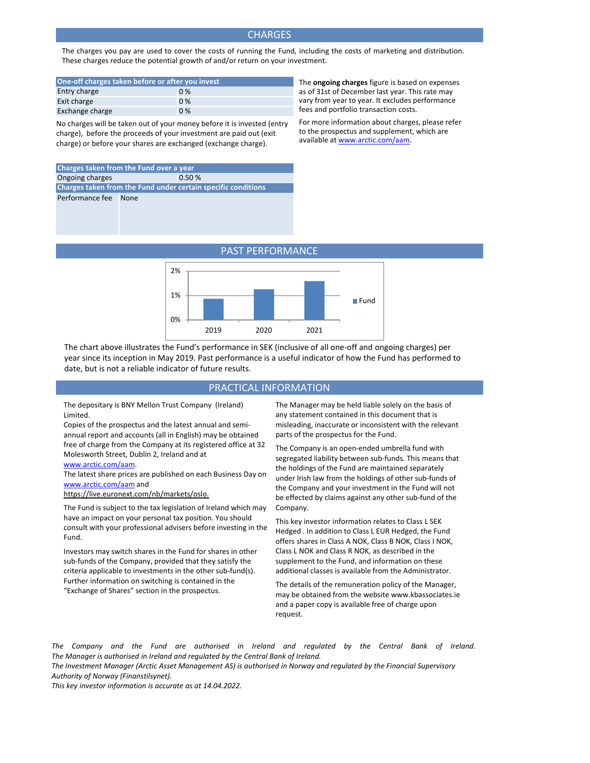## CHARGES

The charges you pay are used to cover the costs of running the Fund, including the costs of marketing and distribution. These charges reduce the potential growth of and/or return on your investment.

| One-off charges taken before or after you invest | |
|---|---|
| Entry charge | 0 % |
| Exit charge | 0 % |
| Exchange charge | 0 % |

No charges will be taken out of your money before it is invested (entry charge), before the proceeds of your investment are paid out (exit charge) or before your shares are exchanged (exchange charge).

| Charges taken from the Fund over a year | |
|---|---|
| Ongoing charges | 0.50 % |
| **Charges taken from the Fund under certain specific conditions** | |
| Performance fee | None |

The **ongoing charges** figure is based on expenses as of 31st of December last year. This rate may vary from year to year. It excludes performance fees and portfolio transaction costs.

For more information about charges, please refer to the prospectus and supplement, which are available at www.arctic.com/aam.

## PAST PERFORMANCE

2%
1%
0%
2019
2020
2021
Fund

The chart above illustrates the Fund's performance in SEK (inclusive of all one-off and ongoing charges) per year since its inception in May 2019. Past performance is a useful indicator of how the Fund has performed to date, but is not a reliable indicator of future results.

## PRACTICAL INFORMATION

The depositary is BNY Mellon Trust Company (Ireland) Limited.
Copies of the prospectus and the latest annual and semi-annual report and accounts (all in English) may be obtained free of charge from the Company at its registered office at 32 Molesworth Street, Dublin 2, Ireland and at www.arctic.com/aam.
The latest share prices are published on each Business Day on www.arctic.com/aam and https://live.euronext.com/nb/markets/oslo.

The Fund is subject to the tax legislation of Ireland which may have an impact on your personal tax position. You should consult with your professional advisers before investing in the Fund.

Investors may switch shares in the Fund for shares in other sub-funds of the Company, provided that they satisfy the criteria applicable to investments in the other sub-fund(s). Further information on switching is contained in the "Exchange of Shares" section in the prospectus.

The Manager may be held liable solely on the basis of any statement contained in this document that is misleading, inaccurate or inconsistent with the relevant parts of the prospectus for the Fund.

The Company is an open-ended umbrella fund with segregated liability between sub-funds. This means that the holdings of the Fund are maintained separately under Irish law from the holdings of other sub-funds of the Company and your investment in the Fund will not be effected by claims against any other sub-fund of the Company.

This key investor information relates to Class L SEK Hedged . In addition to Class L EUR Hedged, the Fund offers shares in Class A NOK, Class B NOK, Class I NOK, Class L NOK and Class R NOK, as described in the supplement to the Fund, and information on these additional classes is available from the Administrator.

The details of the remuneration policy of the Manager, may be obtained from the website www.kbassociates.ie and a paper copy is available free of charge upon request.

*The Company and the Fund are authorised in Ireland and regulated by the Central Bank of Ireland.*
*The Manager is authorised in Ireland and regulated by the Central Bank of Ireland.*
*The Investment Manager (Arctic Asset Management AS) is authorised in Norway and regulated by the Financial Supervisory Authority of Norway (Finanstilsynet).*
*This key investor information is accurate as at 14.04.2022.*